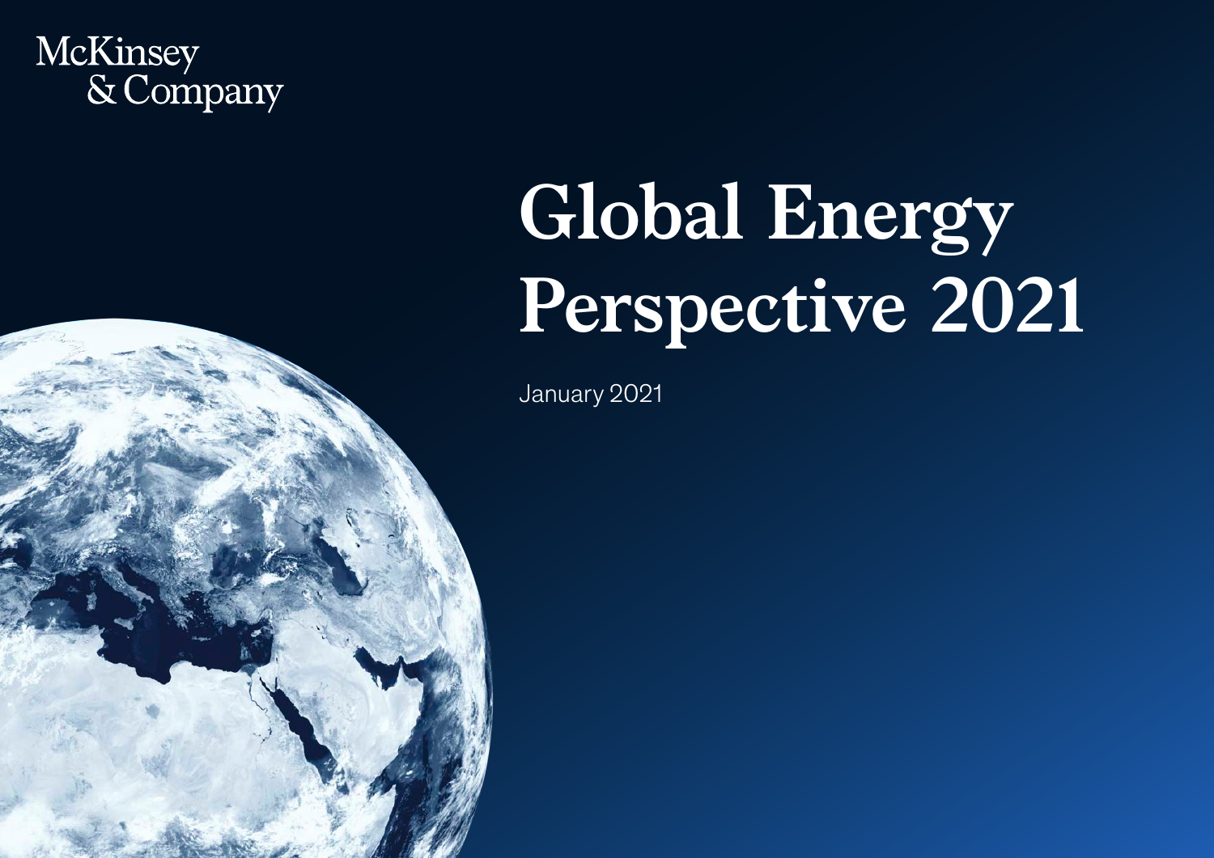McKinsey & Company

# Global Energy Perspective 2021

January 2021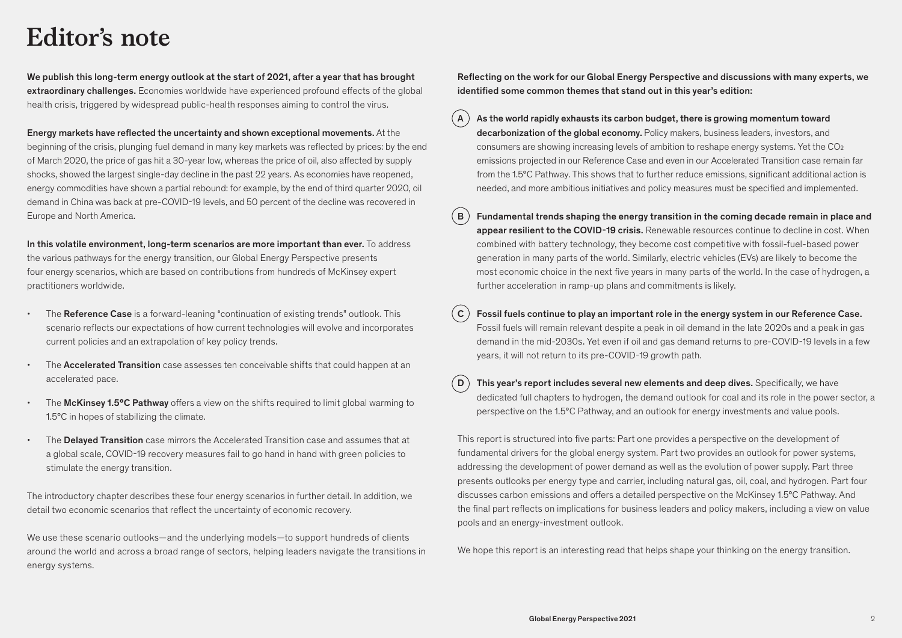# Editor's note

**We publish this long-term energy outlook at the start of 2021, after a year that has brought extraordinary challenges.** Economies worldwide have experienced profound effects of the global health crisis, triggered by widespread public-health responses aiming to control the virus.

**Energy markets have reflected the uncertainty and shown exceptional movements.** At the beginning of the crisis, plunging fuel demand in many key markets was reflected by prices: by the end of March 2020, the price of gas hit a 30-year low, whereas the price of oil, also affected by supply shocks, showed the largest single-day decline in the past 22 years. As economies have reopened, energy commodities have shown a partial rebound: for example, by the end of third quarter 2020, oil demand in China was back at pre-COVID-19 levels, and 50 percent of the decline was recovered in Europe and North America.

**In this volatile environment, long-term scenarios are more important than ever.** To address the various pathways for the energy transition, our Global Energy Perspective presents four energy scenarios, which are based on contributions from hundreds of McKinsey expert practitioners worldwide.

- The **Reference Case** is a forward-leaning "continuation of existing trends" outlook. This scenario reflects our expectations of how current technologies will evolve and incorporates current policies and an extrapolation of key policy trends.
- The **Accelerated Transition** case assesses ten conceivable shifts that could happen at an accelerated pace.
- The **McKinsey 1.5°C Pathway** offers a view on the shifts required to limit global warming to 1.5°C in hopes of stabilizing the climate.
- The **Delayed Transition** case mirrors the Accelerated Transition case and assumes that at a global scale, COVID-19 recovery measures fail to go hand in hand with green policies to stimulate the energy transition.

The introductory chapter describes these four energy scenarios in further detail. In addition, we detail two economic scenarios that reflect the uncertainty of economic recovery.

We use these scenario outlooks—and the underlying models—to support hundreds of clients around the world and across a broad range of sectors, helping leaders navigate the transitions in energy systems.

**Reflecting on the work for our Global Energy Perspective and discussions with many experts, we identified some common themes that stand out in this year's edition:**

**A** **As the world rapidly exhausts its carbon budget, there is growing momentum toward decarbonization of the global economy.** Policy makers, business leaders, investors, and consumers are showing increasing levels of ambition to reshape energy systems. Yet the $CO_2$ emissions projected in our Reference Case and even in our Accelerated Transition case remain far from the 1.5°C Pathway. This shows that to further reduce emissions, significant additional action is needed, and more ambitious initiatives and policy measures must be specified and implemented.

**B** **Fundamental trends shaping the energy transition in the coming decade remain in place and appear resilient to the COVID-19 crisis.** Renewable resources continue to decline in cost. When combined with battery technology, they become cost competitive with fossil-fuel-based power generation in many parts of the world. Similarly, electric vehicles (EVs) are likely to become the most economic choice in the next five years in many parts of the world. In the case of hydrogen, a further acceleration in ramp-up plans and commitments is likely.

**C** **Fossil fuels continue to play an important role in the energy system in our Reference Case.** Fossil fuels will remain relevant despite a peak in oil demand in the late 2020s and a peak in gas demand in the mid-2030s. Yet even if oil and gas demand returns to pre-COVID-19 levels in a few years, it will not return to its pre-COVID-19 growth path.

**D** **This year's report includes several new elements and deep dives.** Specifically, we have dedicated full chapters to hydrogen, the demand outlook for coal and its role in the power sector, a perspective on the 1.5°C Pathway, and an outlook for energy investments and value pools.

This report is structured into five parts: Part one provides a perspective on the development of fundamental drivers for the global energy system. Part two provides an outlook for power systems, addressing the development of power demand as well as the evolution of power supply. Part three presents outlooks per energy type and carrier, including natural gas, oil, coal, and hydrogen. Part four discusses carbon emissions and offers a detailed perspective on the McKinsey 1.5°C Pathway. And the final part reflects on implications for business leaders and policy makers, including a view on value pools and an energy-investment outlook.

We hope this report is an interesting read that helps shape your thinking on the energy transition.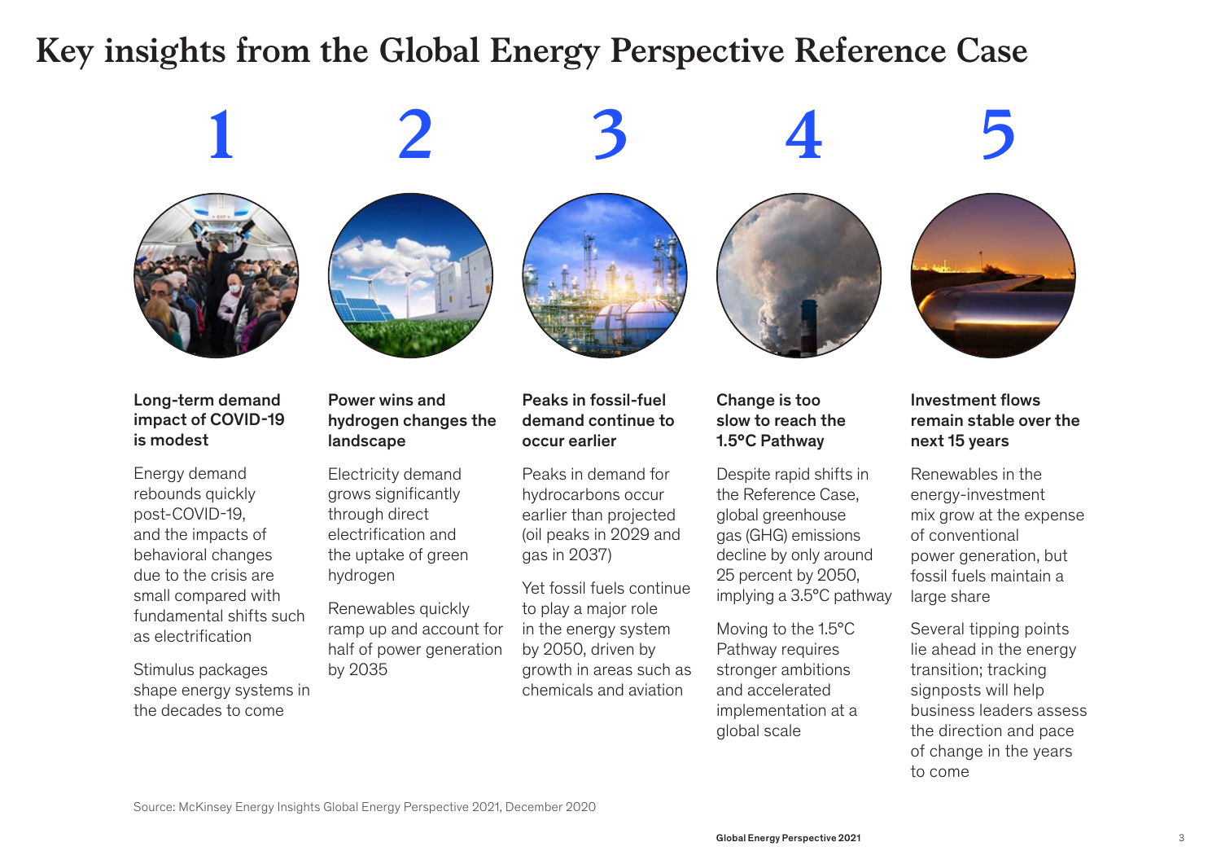# Key insights from the Global Energy Perspective Reference Case

## 1

### Long-term demand impact of COVID-19 is modest

Energy demand rebounds quickly post-COVID-19, and the impacts of behavioral changes due to the crisis are small compared with fundamental shifts such as electrification

Stimulus packages shape energy systems in the decades to come

## 2

### Power wins and hydrogen changes the landscape

Electricity demand grows significantly through direct electrification and the uptake of green hydrogen

Renewables quickly ramp up and account for half of power generation by 2035

## 3

### Peaks in fossil-fuel demand continue to occur earlier

Peaks in demand for hydrocarbons occur earlier than projected (oil peaks in 2029 and gas in 2037)

Yet fossil fuels continue to play a major role in the energy system by 2050, driven by growth in areas such as chemicals and aviation

## 4

### Change is too slow to reach the 1.5°C Pathway

Despite rapid shifts in the Reference Case, global greenhouse gas (GHG) emissions decline by only around 25 percent by 2050, implying a 3.5°C pathway

Moving to the 1.5°C Pathway requires stronger ambitions and accelerated implementation at a global scale

## 5

### Investment flows remain stable over the next 15 years

Renewables in the energy-investment mix grow at the expense of conventional power generation, but fossil fuels maintain a large share

Several tipping points lie ahead in the energy transition; tracking signposts will help business leaders assess the direction and pace of change in the years to come

Source: McKinsey Energy Insights Global Energy Perspective 2021, December 2020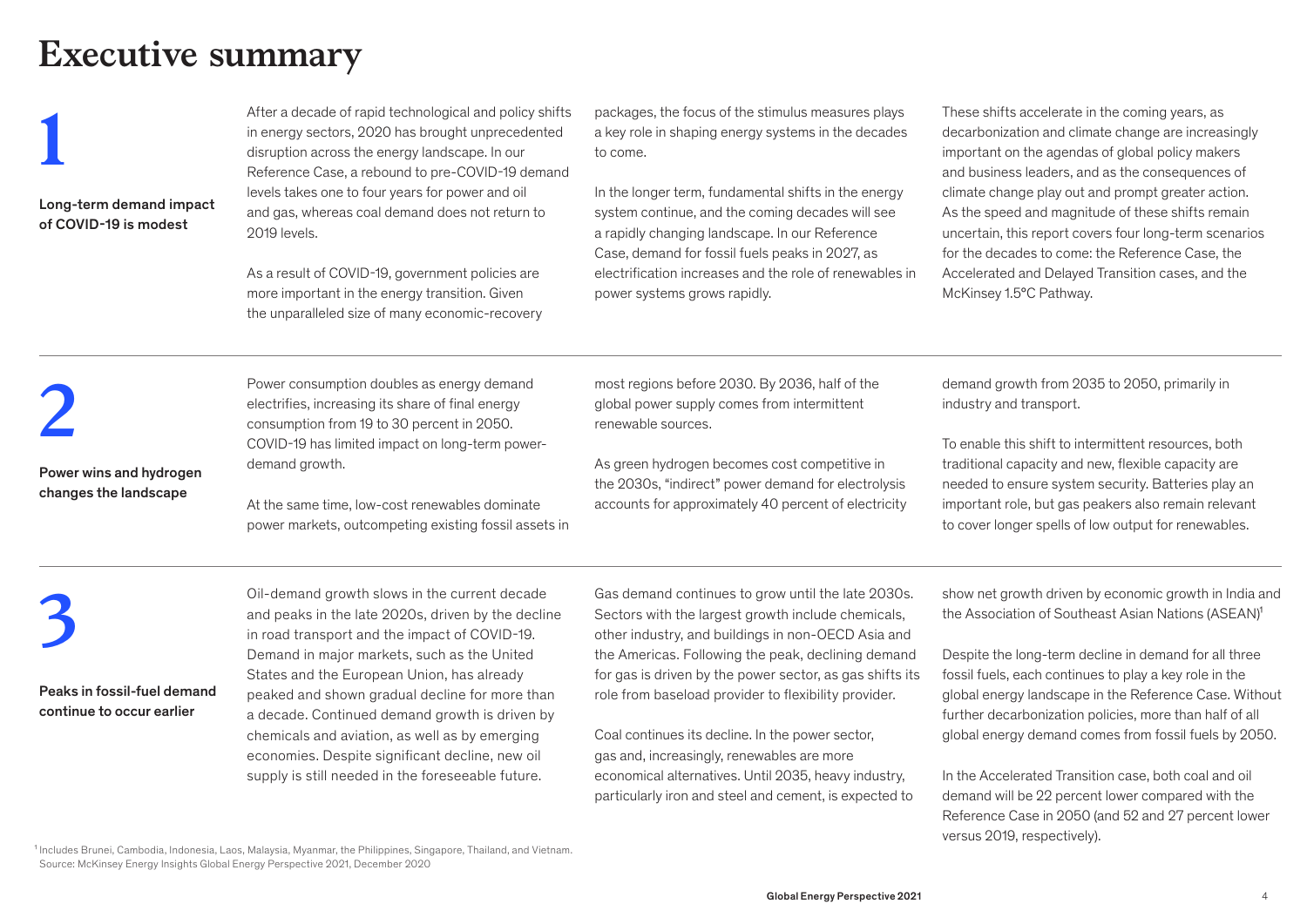# Executive summary

## 1

### Long-term demand impact of COVID-19 is modest

After a decade of rapid technological and policy shifts in energy sectors, 2020 has brought unprecedented disruption across the energy landscape. In our Reference Case, a rebound to pre-COVID-19 demand levels takes one to four years for power and oil and gas, whereas coal demand does not return to 2019 levels.

As a result of COVID-19, government policies are more important in the energy transition. Given the unparalleled size of many economic-recovery packages, the focus of the stimulus measures plays a key role in shaping energy systems in the decades to come.

In the longer term, fundamental shifts in the energy system continue, and the coming decades will see a rapidly changing landscape. In our Reference Case, demand for fossil fuels peaks in 2027, as electrification increases and the role of renewables in power systems grows rapidly.

These shifts accelerate in the coming years, as decarbonization and climate change are increasingly important on the agendas of global policy makers and business leaders, and as the consequences of climate change play out and prompt greater action. As the speed and magnitude of these shifts remain uncertain, this report covers four long-term scenarios for the decades to come: the Reference Case, the Accelerated and Delayed Transition cases, and the McKinsey 1.5°C Pathway.

## 2

### Power wins and hydrogen changes the landscape

Power consumption doubles as energy demand electrifies, increasing its share of final energy consumption from 19 to 30 percent in 2050. COVID-19 has limited impact on long-term power-demand growth.

At the same time, low-cost renewables dominate power markets, outcompeting existing fossil assets in most regions before 2030. By 2036, half of the global power supply comes from intermittent renewable sources.

As green hydrogen becomes cost competitive in the 2030s, "indirect" power demand for electrolysis accounts for approximately 40 percent of electricity demand growth from 2035 to 2050, primarily in industry and transport.

To enable this shift to intermittent resources, both traditional capacity and new, flexible capacity are needed to ensure system security. Batteries play an important role, but gas peakers also remain relevant to cover longer spells of low output for renewables.

## 3

### Peaks in fossil-fuel demand continue to occur earlier

Oil-demand growth slows in the current decade and peaks in the late 2020s, driven by the decline in road transport and the impact of COVID-19. Demand in major markets, such as the United States and the European Union, has already peaked and shown gradual decline for more than a decade. Continued demand growth is driven by chemicals and aviation, as well as by emerging economies. Despite significant decline, new oil supply is still needed in the foreseeable future.

Gas demand continues to grow until the late 2030s. Sectors with the largest growth include chemicals, other industry, and buildings in non-OECD Asia and the Americas. Following the peak, declining demand for gas is driven by the power sector, as gas shifts its role from baseload provider to flexibility provider.

Coal continues its decline. In the power sector, gas and, increasingly, renewables are more economical alternatives. Until 2035, heavy industry, particularly iron and steel and cement, is expected to show net growth driven by economic growth in India and the Association of Southeast Asian Nations (ASEAN)[1]

Despite the long-term decline in demand for all three fossil fuels, each continues to play a key role in the global energy landscape in the Reference Case. Without further decarbonization policies, more than half of all global energy demand comes from fossil fuels by 2050.

In the Accelerated Transition case, both coal and oil demand will be 22 percent lower compared with the Reference Case in 2050 (and 52 and 27 percent lower versus 2019, respectively).

[1] Includes Brunei, Cambodia, Indonesia, Laos, Malaysia, Myanmar, the Philippines, Singapore, Thailand, and Vietnam.
Source: McKinsey Energy Insights Global Energy Perspective 2021, December 2020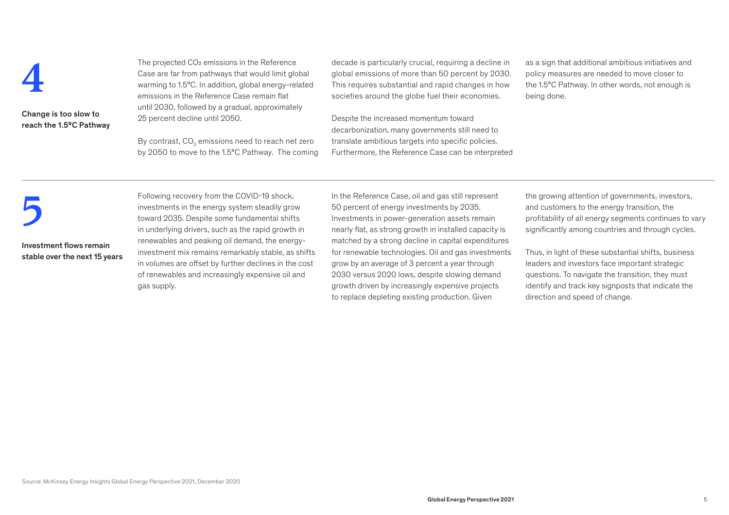## 4

### Change is too slow to reach the 1.5°C Pathway

The projected $CO_2$ emissions in the Reference Case are far from pathways that would limit global warming to 1.5°C. In addition, global energy-related emissions in the Reference Case remain flat until 2030, followed by a gradual, approximately 25 percent decline until 2050.

By contrast, $CO_2$ emissions need to reach net zero by 2050 to move to the 1.5°C Pathway. The coming decade is particularly crucial, requiring a decline in global emissions of more than 50 percent by 2030. This requires substantial and rapid changes in how societies around the globe fuel their economies.

Despite the increased momentum toward decarbonization, many governments still need to translate ambitious targets into specific policies. Furthermore, the Reference Case can be interpreted as a sign that additional ambitious initiatives and policy measures are needed to move closer to the 1.5°C Pathway. In other words, not enough is being done.

## 5

### Investment flows remain stable over the next 15 years

Following recovery from the COVID-19 shock, investments in the energy system steadily grow toward 2035. Despite some fundamental shifts in underlying drivers, such as the rapid growth in renewables and peaking oil demand, the energy-investment mix remains remarkably stable, as shifts in volumes are offset by further declines in the cost of renewables and increasingly expensive oil and gas supply.

In the Reference Case, oil and gas still represent 50 percent of energy investments by 2035. Investments in power-generation assets remain nearly flat, as strong growth in installed capacity is matched by a strong decline in capital expenditures for renewable technologies. Oil and gas investments grow by an average of 3 percent a year through 2030 versus 2020 lows, despite slowing demand growth driven by increasingly expensive projects to replace depleting existing production. Given the growing attention of governments, investors, and customers to the energy transition, the profitability of all energy segments continues to vary significantly among countries and through cycles.

Thus, in light of these substantial shifts, business leaders and investors face important strategic questions. To navigate the transition, they must identify and track key signposts that indicate the direction and speed of change.

Source: McKinsey Energy Insights Global Energy Perspective 2021, December 2020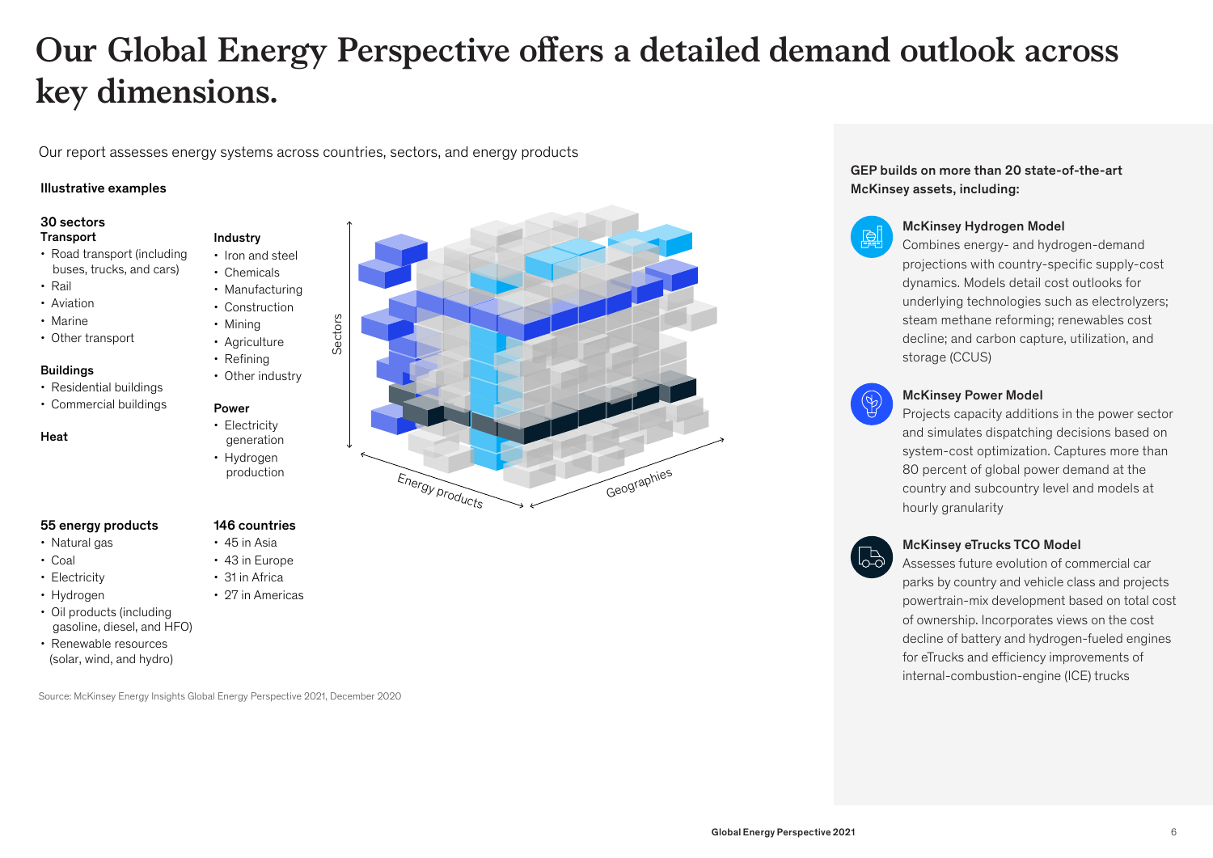# Our Global Energy Perspective offers a detailed demand outlook across key dimensions.

Our report assesses energy systems across countries, sectors, and energy products

**Illustrative examples**

**30 sectors**

**Transport**
- Road transport (including buses, trucks, and cars)
- Rail
- Aviation
- Marine
- Other transport

**Buildings**
- Residential buildings
- Commercial buildings

**Heat**

**Industry**
- Iron and steel
- Chemicals
- Manufacturing
- Construction
- Mining
- Agriculture
- Refining
- Other industry

**Power**
- Electricity generation
- Hydrogen production

Sectors

Energy products

Geographies

**55 energy products**
- Natural gas
- Coal
- Electricity
- Hydrogen
- Oil products (including gasoline, diesel, and HFO)
- Renewable resources (solar, wind, and hydro)

**146 countries**
- 45 in Asia
- 43 in Europe
- 31 in Africa
- 27 in Americas

Source: McKinsey Energy Insights Global Energy Perspective 2021, December 2020

**GEP builds on more than 20 state-of-the-art McKinsey assets, including:**

**McKinsey Hydrogen Model**
Combines energy- and hydrogen-demand projections with country-specific supply-cost dynamics. Models detail cost outlooks for underlying technologies such as electrolyzers; steam methane reforming; renewables cost decline; and carbon capture, utilization, and storage (CCUS)

**McKinsey Power Model**
Projects capacity additions in the power sector and simulates dispatching decisions based on system-cost optimization. Captures more than 80 percent of global power demand at the country and subcountry level and models at hourly granularity

**McKinsey eTrucks TCO Model**
Assesses future evolution of commercial car parks by country and vehicle class and projects powertrain-mix development based on total cost of ownership. Incorporates views on the cost decline of battery and hydrogen-fueled engines for eTrucks and efficiency improvements of internal-combustion-engine (ICE) trucks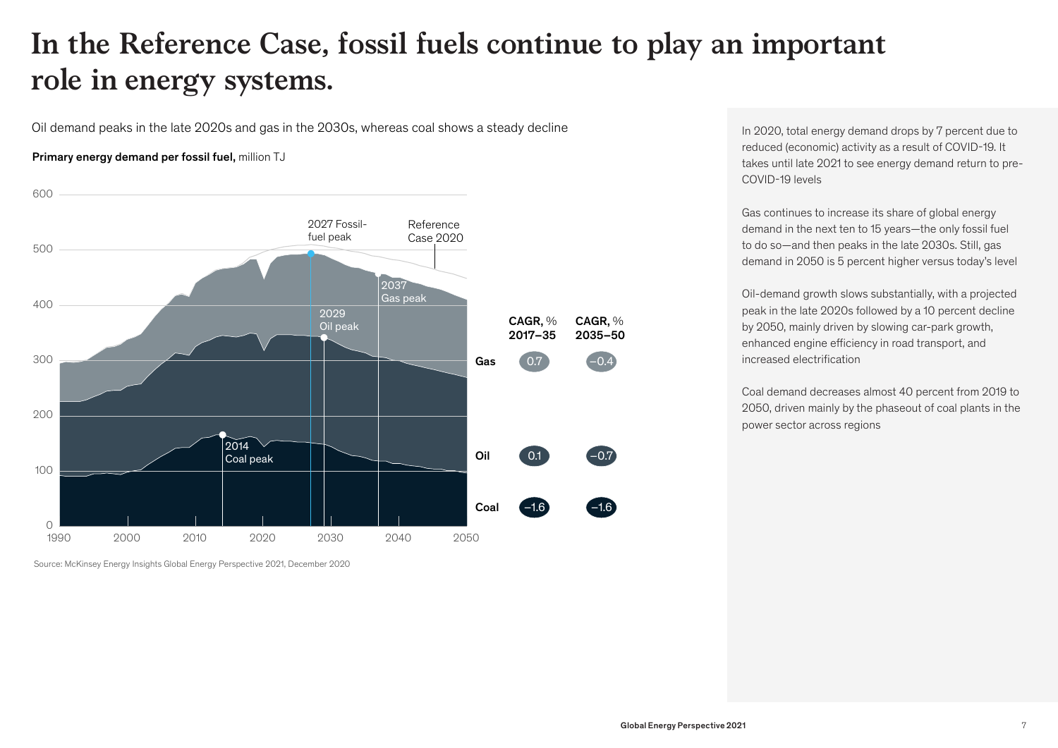# In the Reference Case, fossil fuels continue to play an important role in energy systems.

Oil demand peaks in the late 2020s and gas in the 2030s, whereas coal shows a steady decline

**Primary energy demand per fossil fuel,** million TJ

600

500

400

300

200

100

0

1990 2000 2010 2020 2030 2040 2050

2027 Fossil-fuel peak

Reference Case 2020

2037 Gas peak

2029 Oil peak

2014 Coal peak

| | CAGR, % 2017–35 | CAGR, % 2035–50 |
|---|---|---|
| Gas | 0.7 | –0.4 |
| Oil | 0.1 | –0.7 |
| Coal | –1.6 | –1.6 |

Source: McKinsey Energy Insights Global Energy Perspective 2021, December 2020

In 2020, total energy demand drops by 7 percent due to reduced (economic) activity as a result of COVID-19. It takes until late 2021 to see energy demand return to pre-COVID-19 levels

Gas continues to increase its share of global energy demand in the next ten to 15 years—the only fossil fuel to do so—and then peaks in the late 2030s. Still, gas demand in 2050 is 5 percent higher versus today's level

Oil-demand growth slows substantially, with a projected peak in the late 2020s followed by a 10 percent decline by 2050, mainly driven by slowing car-park growth, enhanced engine efficiency in road transport, and increased electrification

Coal demand decreases almost 40 percent from 2019 to 2050, driven mainly by the phaseout of coal plants in the power sector across regions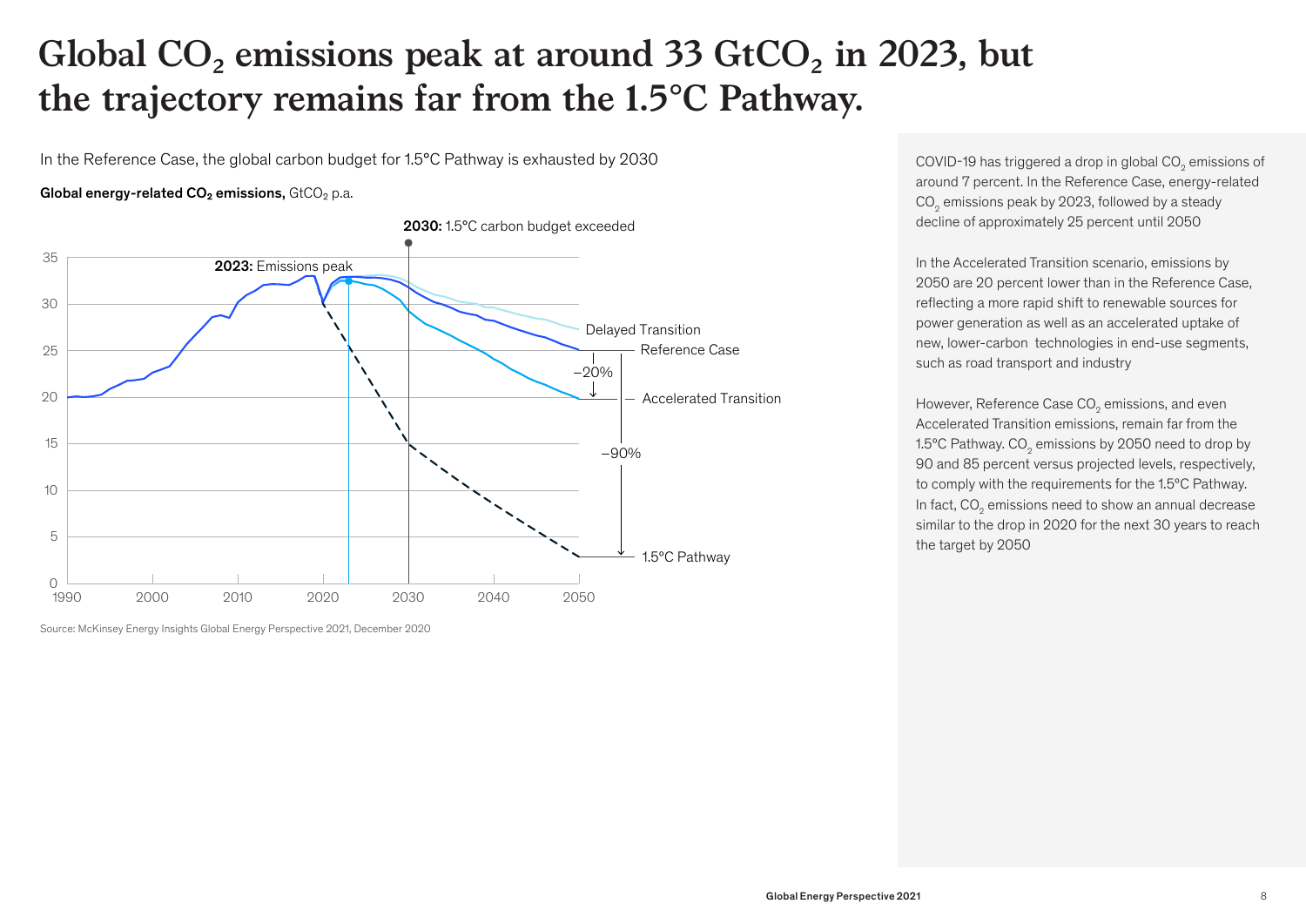# Global $CO_2$ emissions peak at around 33 $GtCO_2$ in 2023, but the trajectory remains far from the 1.5°C Pathway.

In the Reference Case, the global carbon budget for 1.5°C Pathway is exhausted by 2030

**Global energy-related $CO_2$ emissions,** $GtCO_2$ p.a.

**2030:** 1.5°C carbon budget exceeded

**2023:** Emissions peak

Delayed Transition

Reference Case

–20%

Accelerated Transition

–90%

1.5°C Pathway

Source: McKinsey Energy Insights Global Energy Perspective 2021, December 2020

COVID-19 has triggered a drop in global $CO_2$ emissions of around 7 percent. In the Reference Case, energy-related $CO_2$ emissions peak by 2023, followed by a steady decline of approximately 25 percent until 2050

In the Accelerated Transition scenario, emissions by 2050 are 20 percent lower than in the Reference Case, reflecting a more rapid shift to renewable sources for power generation as well as an accelerated uptake of new, lower-carbon technologies in end-use segments, such as road transport and industry

However, Reference Case $CO_2$ emissions, and even Accelerated Transition emissions, remain far from the 1.5°C Pathway. $CO_2$ emissions by 2050 need to drop by 90 and 85 percent versus projected levels, respectively, to comply with the requirements for the 1.5°C Pathway. In fact, $CO_2$ emissions need to show an annual decrease similar to the drop in 2020 for the next 30 years to reach the target by 2050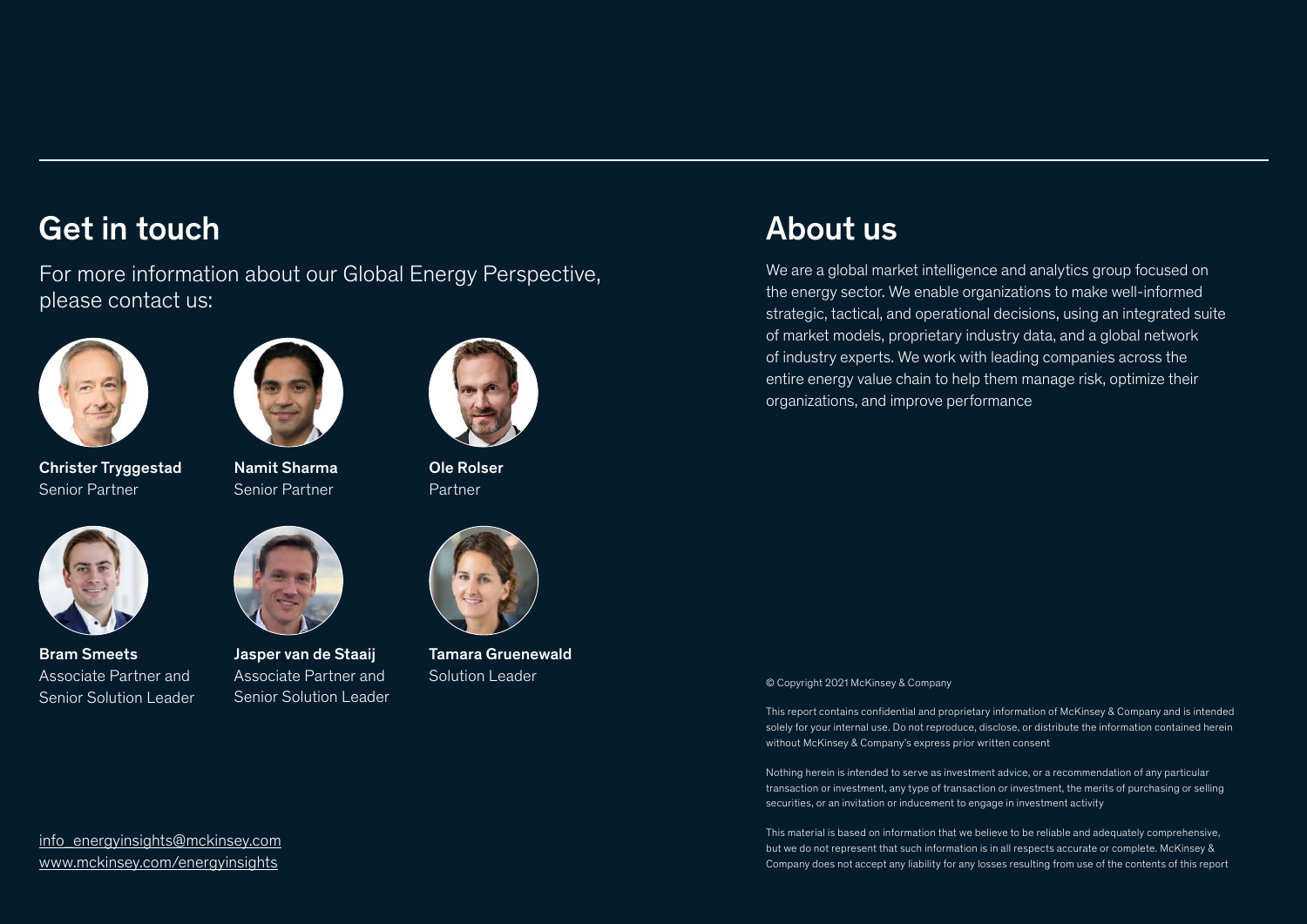## Get in touch

For more information about our Global Energy Perspective, please contact us:

**Christer Tryggestad**
Senior Partner

**Namit Sharma**
Senior Partner

**Ole Rolser**
Partner

**Bram Smeets**
Associate Partner and Senior Solution Leader

**Jasper van de Staaij**
Associate Partner and Senior Solution Leader

**Tamara Gruenewald**
Solution Leader

info_energyinsights@mckinsey.com
www.mckinsey.com/energyinsights

## About us

We are a global market intelligence and analytics group focused on the energy sector. We enable organizations to make well-informed strategic, tactical, and operational decisions, using an integrated suite of market models, proprietary industry data, and a global network of industry experts. We work with leading companies across the entire energy value chain to help them manage risk, optimize their organizations, and improve performance

© Copyright 2021 McKinsey & Company

This report contains confidential and proprietary information of McKinsey & Company and is intended solely for your internal use. Do not reproduce, disclose, or distribute the information contained herein without McKinsey & Company's express prior written consent

Nothing herein is intended to serve as investment advice, or a recommendation of any particular transaction or investment, any type of transaction or investment, the merits of purchasing or selling securities, or an invitation or inducement to engage in investment activity

This material is based on information that we believe to be reliable and adequately comprehensive, but we do not represent that such information is in all respects accurate or complete. McKinsey & Company does not accept any liability for any losses resulting from use of the contents of this report